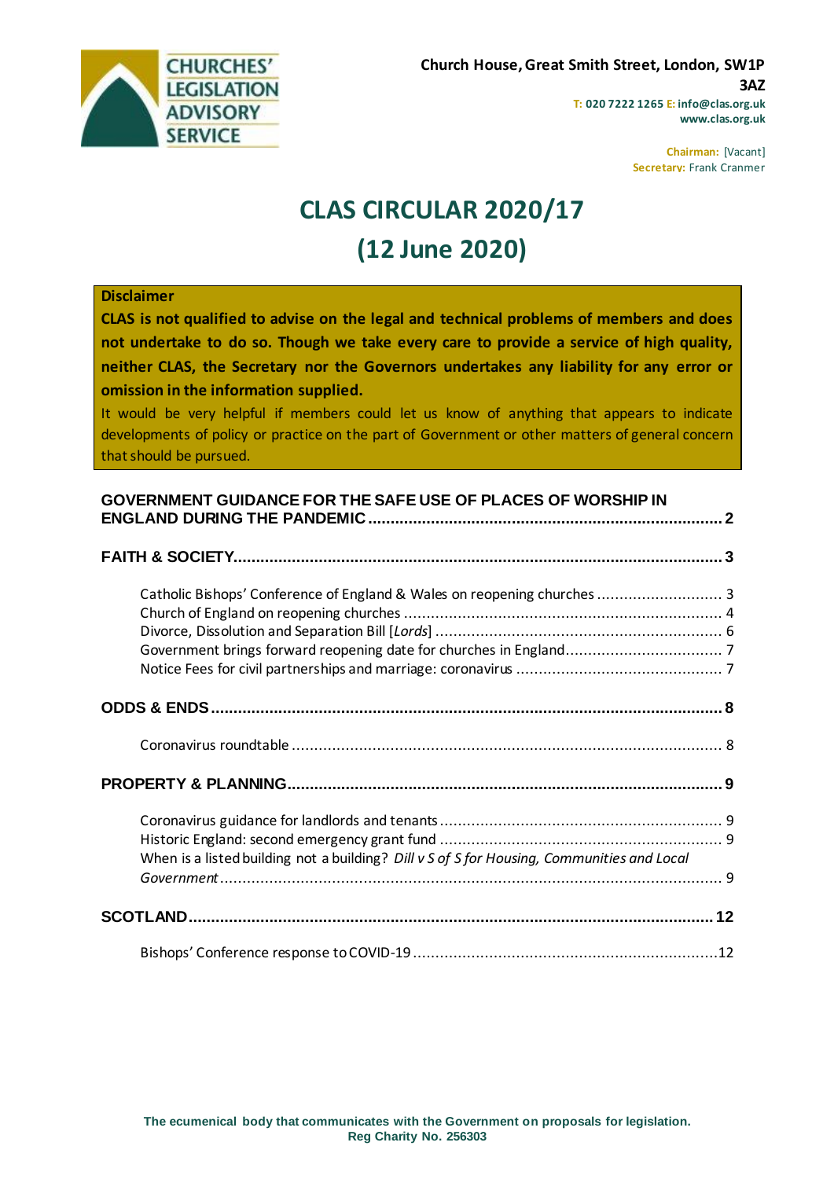**CHURCHES' LEGISLATION ADVISORY SERVICE**

Church House, Great Smith Street, London, SW1P 3AZ
T: 020 7222 1265 E: info@clas.org.uk
www.clas.org.uk

Chairman: [Vacant]
Secretary: Frank Cranmer

# CLAS CIRCULAR 2020/17
# (12 June 2020)

**Disclaimer**

**CLAS is not qualified to advise on the legal and technical problems of members and does not undertake to do so. Though we take every care to provide a service of high quality, neither CLAS, the Secretary nor the Governors undertakes any liability for any error or omission in the information supplied.**

It would be very helpful if members could let us know of anything that appears to indicate developments of policy or practice on the part of Government or other matters of general concern that should be pursued.

**GOVERNMENT GUIDANCE FOR THE SAFE USE OF PLACES OF WORSHIP IN ENGLAND DURING THE PANDEMIC** ..... 2

**FAITH & SOCIETY** ..... 3

- Catholic Bishops' Conference of England & Wales on reopening churches ..... 3
- Church of England on reopening churches ..... 4
- Divorce, Dissolution and Separation Bill [*Lords*] ..... 6
- Government brings forward reopening date for churches in England ..... 7
- Notice Fees for civil partnerships and marriage: coronavirus ..... 7

**ODDS & ENDS** ..... 8

- Coronavirus roundtable ..... 8

**PROPERTY & PLANNING** ..... 9

- Coronavirus guidance for landlords and tenants ..... 9
- Historic England: second emergency grant fund ..... 9
- When is a listed building not a building? *Dill v S of S for Housing, Communities and Local Government* ..... 9

**SCOTLAND** ..... 12

- Bishops' Conference response to COVID-19 ..... 12

The ecumenical body that communicates with the Government on proposals for legislation.
Reg Charity No. 256303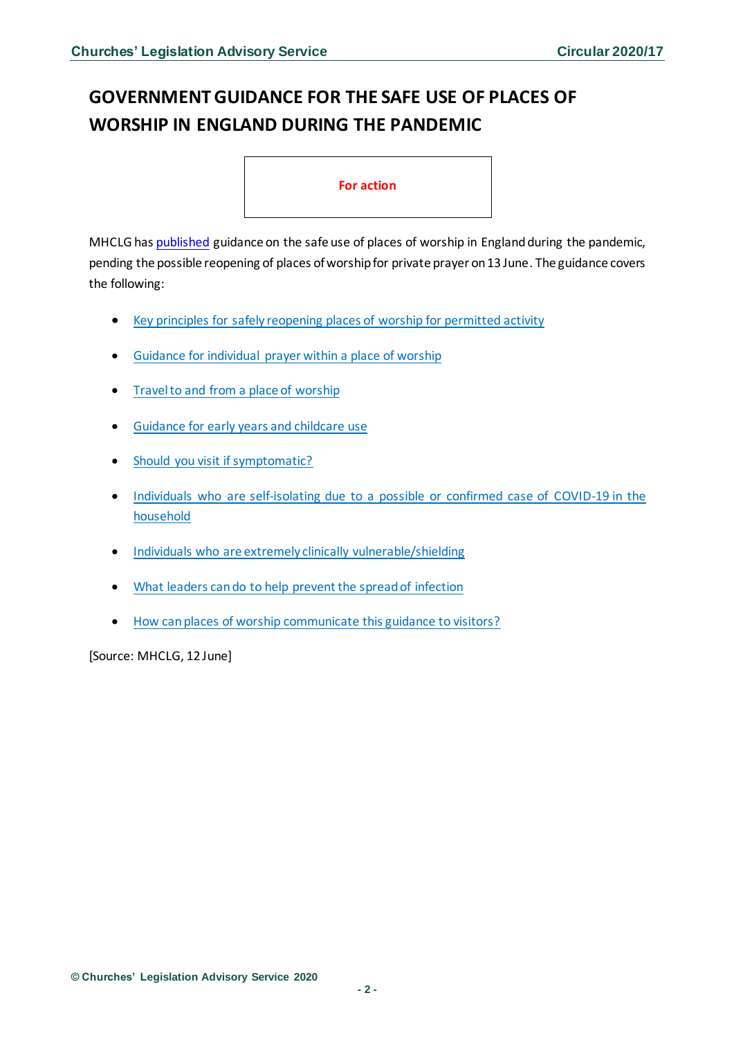# GOVERNMENT GUIDANCE FOR THE SAFE USE OF PLACES OF WORSHIP IN ENGLAND DURING THE PANDEMIC

**For action**

MHCLG has published guidance on the safe use of places of worship in England during the pandemic, pending the possible reopening of places of worship for private prayer on 13 June. The guidance covers the following:

- Key principles for safely reopening places of worship for permitted activity
- Guidance for individual prayer within a place of worship
- Travel to and from a place of worship
- Guidance for early years and childcare use
- Should you visit if symptomatic?
- Individuals who are self-isolating due to a possible or confirmed case of COVID-19 in the household
- Individuals who are extremely clinically vulnerable/shielding
- What leaders can do to help prevent the spread of infection
- How can places of worship communicate this guidance to visitors?

[Source: MHCLG, 12 June]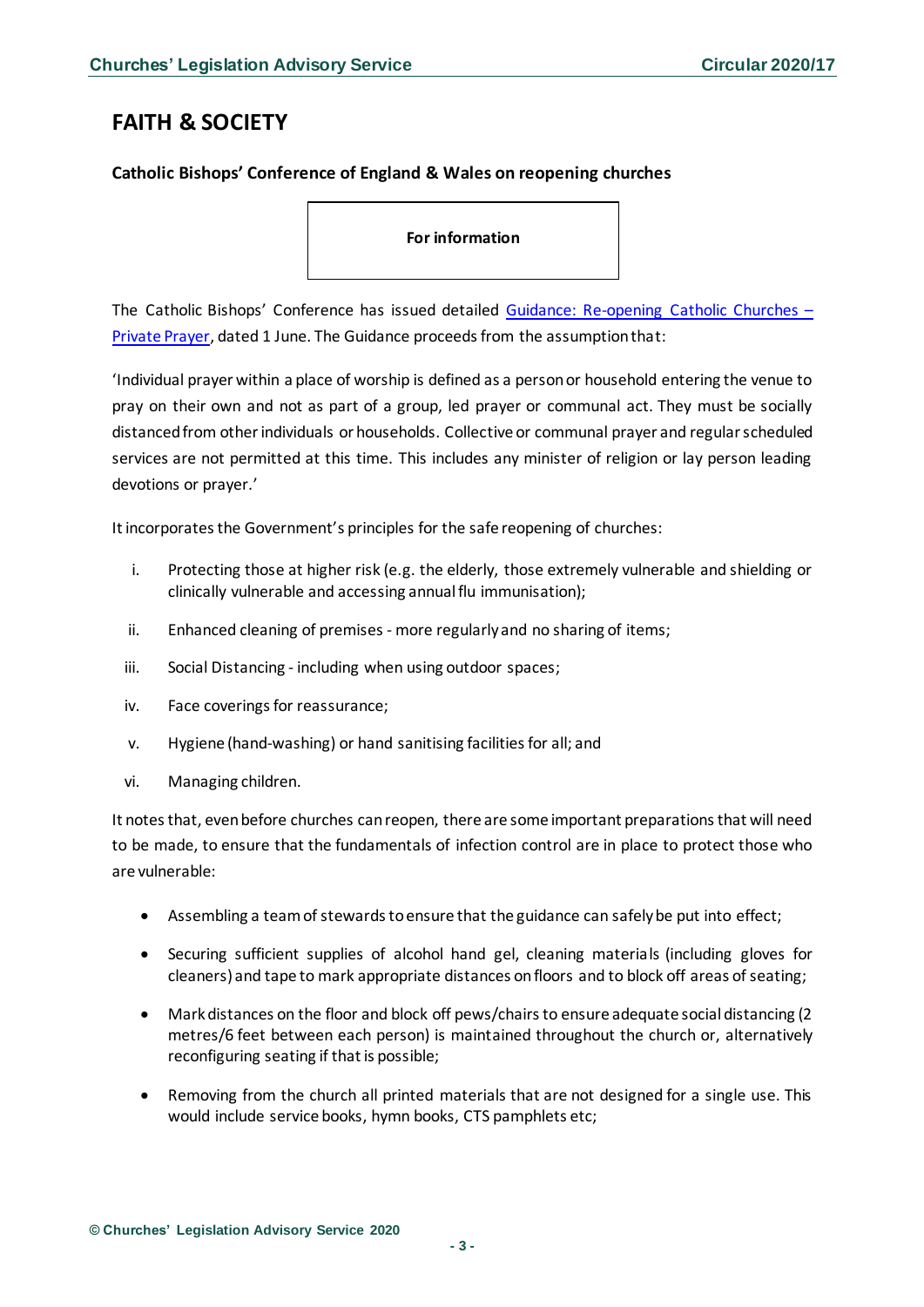# FAITH & SOCIETY

### Catholic Bishops' Conference of England & Wales on reopening churches

**For information**

The Catholic Bishops' Conference has issued detailed [Guidance: Re-opening Catholic Churches – Private Prayer](), dated 1 June. The Guidance proceeds from the assumption that:

'Individual prayer within a place of worship is defined as a person or household entering the venue to pray on their own and not as part of a group, led prayer or communal act. They must be socially distanced from other individuals or households. Collective or communal prayer and regular scheduled services are not permitted at this time. This includes any minister of religion or lay person leading devotions or prayer.'

It incorporates the Government's principles for the safe reopening of churches:

i. Protecting those at higher risk (e.g. the elderly, those extremely vulnerable and shielding or clinically vulnerable and accessing annual flu immunisation);

ii. Enhanced cleaning of premises - more regularly and no sharing of items;

iii. Social Distancing - including when using outdoor spaces;

iv. Face coverings for reassurance;

v. Hygiene (hand-washing) or hand sanitising facilities for all; and

vi. Managing children.

It notes that, even before churches can reopen, there are some important preparations that will need to be made, to ensure that the fundamentals of infection control are in place to protect those who are vulnerable:

- Assembling a team of stewards to ensure that the guidance can safely be put into effect;
- Securing sufficient supplies of alcohol hand gel, cleaning materials (including gloves for cleaners) and tape to mark appropriate distances on floors and to block off areas of seating;
- Mark distances on the floor and block off pews/chairs to ensure adequate social distancing (2 metres/6 feet between each person) is maintained throughout the church or, alternatively reconfiguring seating if that is possible;
- Removing from the church all printed materials that are not designed for a single use. This would include service books, hymn books, CTS pamphlets etc;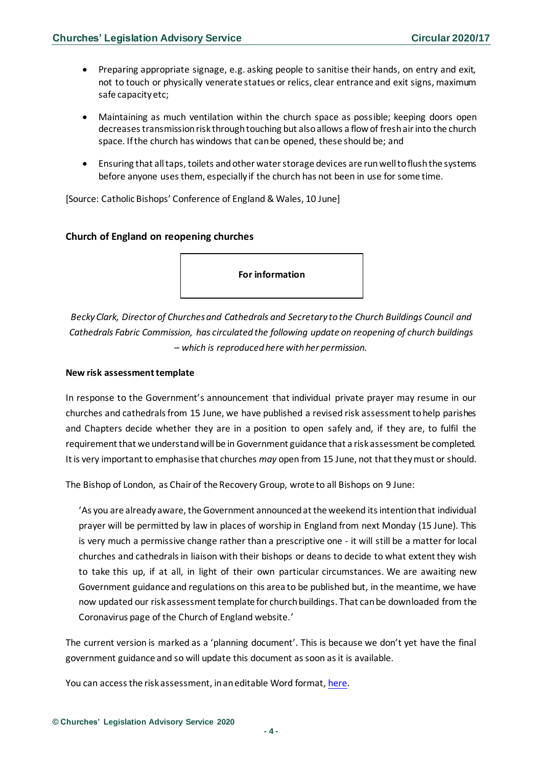- Preparing appropriate signage, e.g. asking people to sanitise their hands, on entry and exit, not to touch or physically venerate statues or relics, clear entrance and exit signs, maximum safe capacity etc;

- Maintaining as much ventilation within the church space as possible; keeping doors open decreases transmission risk through touching but also allows a flow of fresh air into the church space. If the church has windows that can be opened, these should be; and

- Ensuring that all taps, toilets and other water storage devices are run well to flush the systems before anyone uses them, especially if the church has not been in use for some time.

[Source: Catholic Bishops' Conference of England & Wales, 10 June]

## Church of England on reopening churches

**For information**

*Becky Clark, Director of Churches and Cathedrals and Secretary to the Church Buildings Council and Cathedrals Fabric Commission, has circulated the following update on reopening of church buildings – which is reproduced here with her permission.*

### New risk assessment template

In response to the Government's announcement that individual private prayer may resume in our churches and cathedrals from 15 June, we have published a revised risk assessment to help parishes and Chapters decide whether they are in a position to open safely and, if they are, to fulfil the requirement that we understand will be in Government guidance that a risk assessment be completed. It is very important to emphasise that churches *may* open from 15 June, not that they must or should.

The Bishop of London, as Chair of the Recovery Group, wrote to all Bishops on 9 June:

> 'As you are already aware, the Government announced at the weekend its intention that individual prayer will be permitted by law in places of worship in England from next Monday (15 June). This is very much a permissive change rather than a prescriptive one - it will still be a matter for local churches and cathedrals in liaison with their bishops or deans to decide to what extent they wish to take this up, if at all, in light of their own particular circumstances. We are awaiting new Government guidance and regulations on this area to be published but, in the meantime, we have now updated our risk assessment template for church buildings. That can be downloaded from the Coronavirus page of the Church of England website.'

The current version is marked as a 'planning document'. This is because we don't yet have the final government guidance and so will update this document as soon as it is available.

You can access the risk assessment, in an editable Word format, here.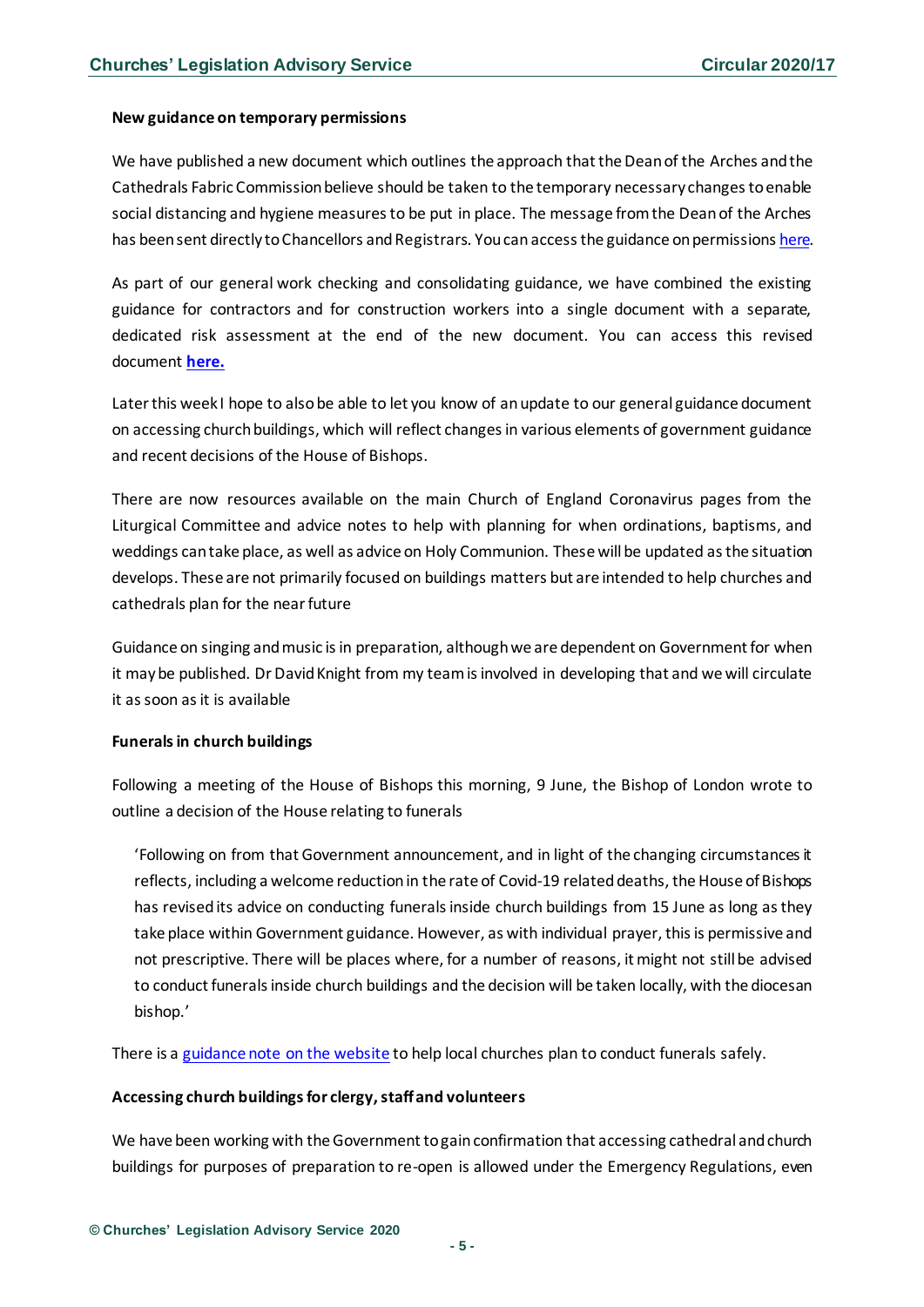**New guidance on temporary permissions**

We have published a new document which outlines the approach that the Dean of the Arches and the Cathedrals Fabric Commission believe should be taken to the temporary necessary changes to enable social distancing and hygiene measures to be put in place. The message from the Dean of the Arches has been sent directly to Chancellors and Registrars. You can access the guidance on permissions here.

As part of our general work checking and consolidating guidance, we have combined the existing guidance for contractors and for construction workers into a single document with a separate, dedicated risk assessment at the end of the new document. You can access this revised document **here.**

Later this week I hope to also be able to let you know of an update to our general guidance document on accessing church buildings, which will reflect changes in various elements of government guidance and recent decisions of the House of Bishops.

There are now resources available on the main Church of England Coronavirus pages from the Liturgical Committee and advice notes to help with planning for when ordinations, baptisms, and weddings can take place, as well as advice on Holy Communion. These will be updated as the situation develops. These are not primarily focused on buildings matters but are intended to help churches and cathedrals plan for the near future

Guidance on singing and music is in preparation, although we are dependent on Government for when it may be published. Dr David Knight from my team is involved in developing that and we will circulate it as soon as it is available

**Funerals in church buildings**

Following a meeting of the House of Bishops this morning, 9 June, the Bishop of London wrote to outline a decision of the House relating to funerals

> 'Following on from that Government announcement, and in light of the changing circumstances it reflects, including a welcome reduction in the rate of Covid-19 related deaths, the House of Bishops has revised its advice on conducting funerals inside church buildings from 15 June as long as they take place within Government guidance. However, as with individual prayer, this is permissive and not prescriptive. There will be places where, for a number of reasons, it might not still be advised to conduct funerals inside church buildings and the decision will be taken locally, with the diocesan bishop.'

There is a guidance note on the website to help local churches plan to conduct funerals safely.

**Accessing church buildings for clergy, staff and volunteers**

We have been working with the Government to gain confirmation that accessing cathedral and church buildings for purposes of preparation to re-open is allowed under the Emergency Regulations, even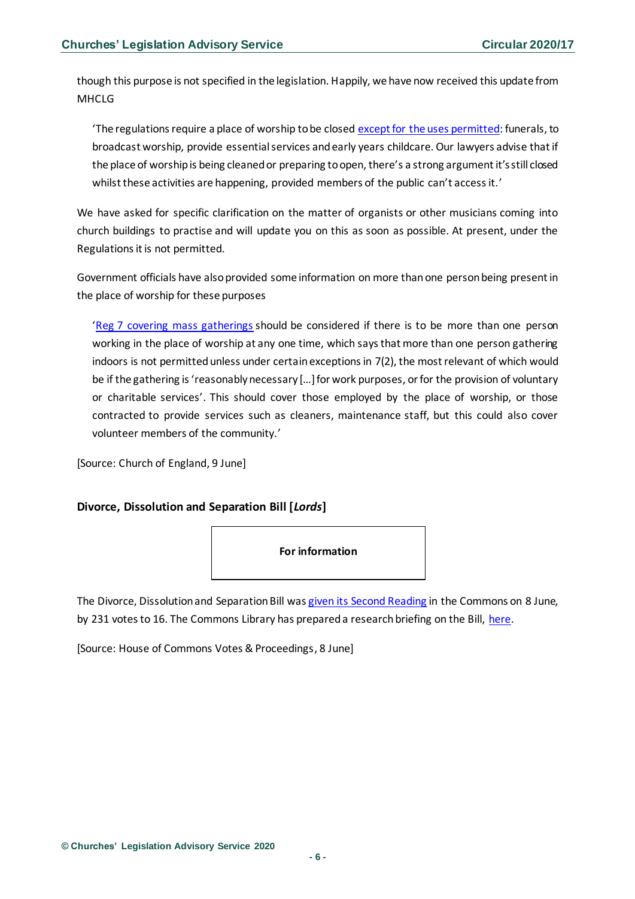though this purpose is not specified in the legislation. Happily, we have now received this update from MHCLG

> 'The regulations require a place of worship to be closed except for the uses permitted: funerals, to broadcast worship, provide essential services and early years childcare. Our lawyers advise that if the place of worship is being cleaned or preparing to open, there's a strong argument it's still closed whilst these activities are happening, provided members of the public can't access it.'

We have asked for specific clarification on the matter of organists or other musicians coming into church buildings to practise and will update you on this as soon as possible. At present, under the Regulations it is not permitted.

Government officials have also provided some information on more than one person being present in the place of worship for these purposes

> 'Reg 7 covering mass gatherings should be considered if there is to be more than one person working in the place of worship at any one time, which says that more than one person gathering indoors is not permitted unless under certain exceptions in 7(2), the most relevant of which would be if the gathering is 'reasonably necessary [...] for work purposes, or for the provision of voluntary or charitable services'. This should cover those employed by the place of worship, or those contracted to provide services such as cleaners, maintenance staff, but this could also cover volunteer members of the community.'

[Source: Church of England, 9 June]

### Divorce, Dissolution and Separation Bill [*Lords*]

**For information**

The Divorce, Dissolution and Separation Bill was given its Second Reading in the Commons on 8 June, by 231 votes to 16. The Commons Library has prepared a research briefing on the Bill, here.

[Source: House of Commons Votes & Proceedings, 8 June]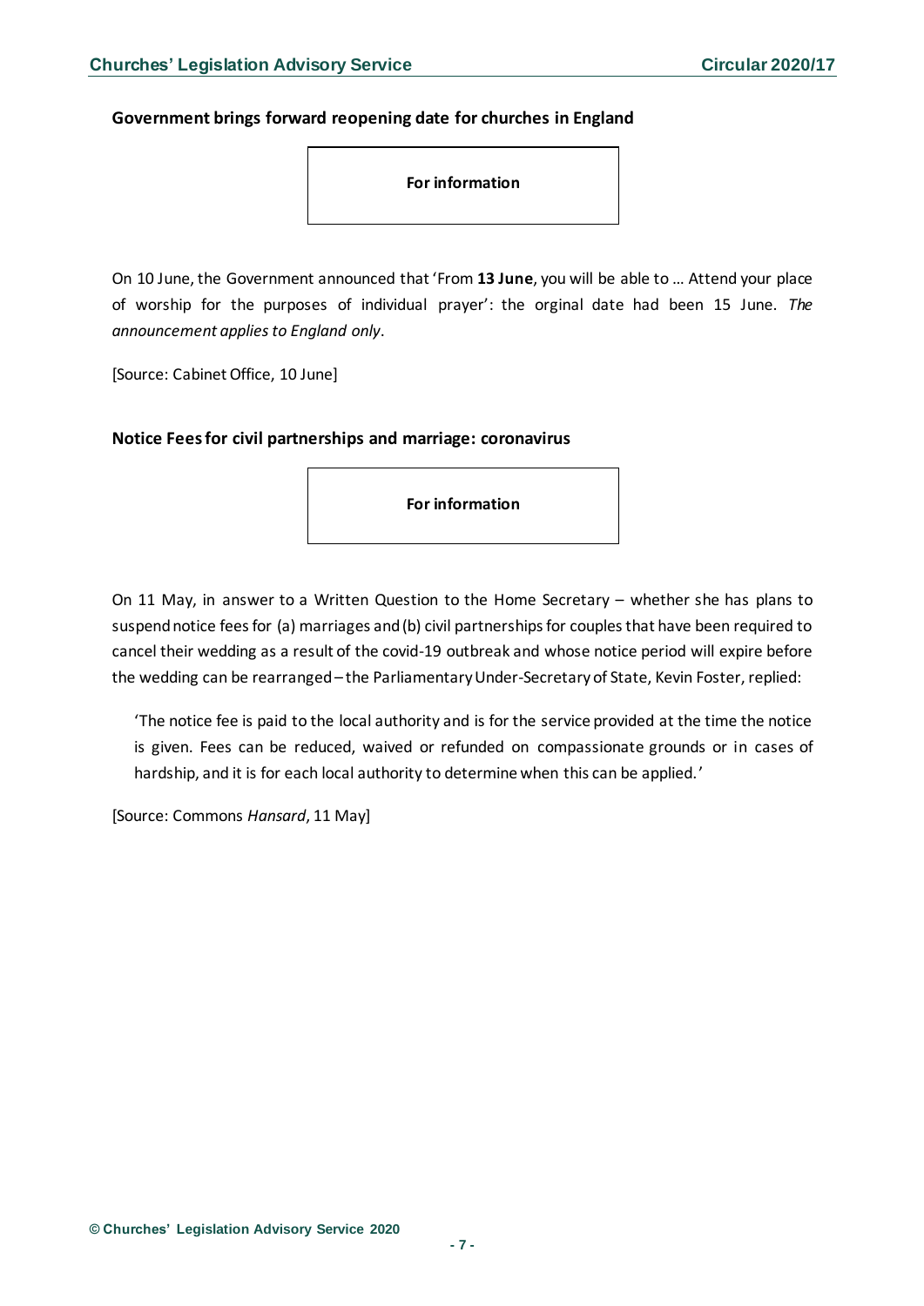### Government brings forward reopening date for churches in England

**For information**

On 10 June, the Government announced that 'From **13 June**, you will be able to … Attend your place of worship for the purposes of individual prayer': the orginal date had been 15 June. *The announcement applies to England only*.

[Source: Cabinet Office, 10 June]

### Notice Fees for civil partnerships and marriage: coronavirus

**For information**

On 11 May, in answer to a Written Question to the Home Secretary – whether she has plans to suspend notice fees for (a) marriages and (b) civil partnerships for couples that have been required to cancel their wedding as a result of the covid-19 outbreak and whose notice period will expire before the wedding can be rearranged – the Parliamentary Under-Secretary of State, Kevin Foster, replied:

> 'The notice fee is paid to the local authority and is for the service provided at the time the notice is given. Fees can be reduced, waived or refunded on compassionate grounds or in cases of hardship, and it is for each local authority to determine when this can be applied.'

[Source: Commons *Hansard*, 11 May]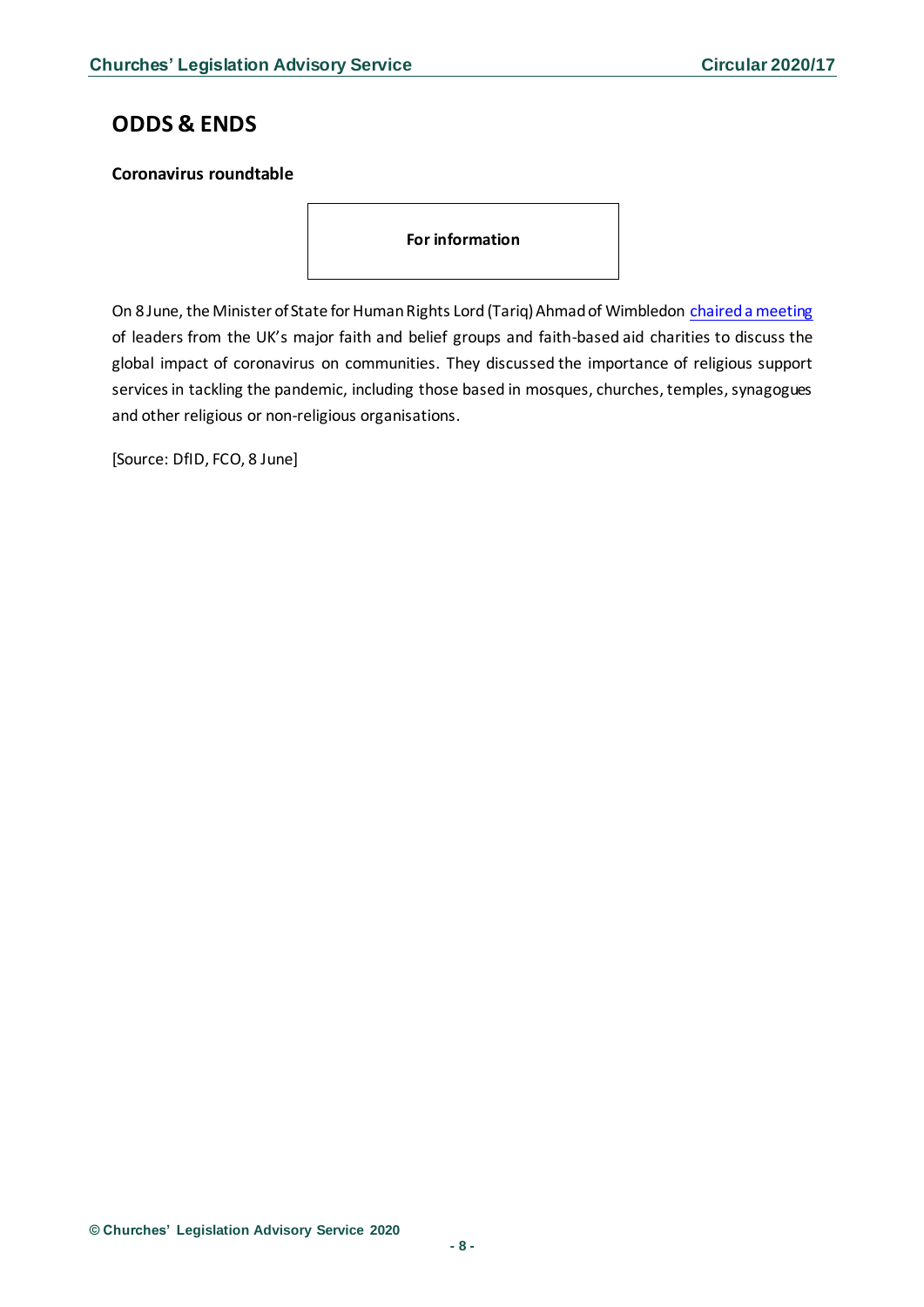## ODDS & ENDS

### Coronavirus roundtable

**For information**

On 8 June, the Minister of State for Human Rights Lord (Tariq) Ahmad of Wimbledon chaired a meeting of leaders from the UK's major faith and belief groups and faith-based aid charities to discuss the global impact of coronavirus on communities. They discussed the importance of religious support services in tackling the pandemic, including those based in mosques, churches, temples, synagogues and other religious or non-religious organisations.

[Source: DfID, FCO, 8 June]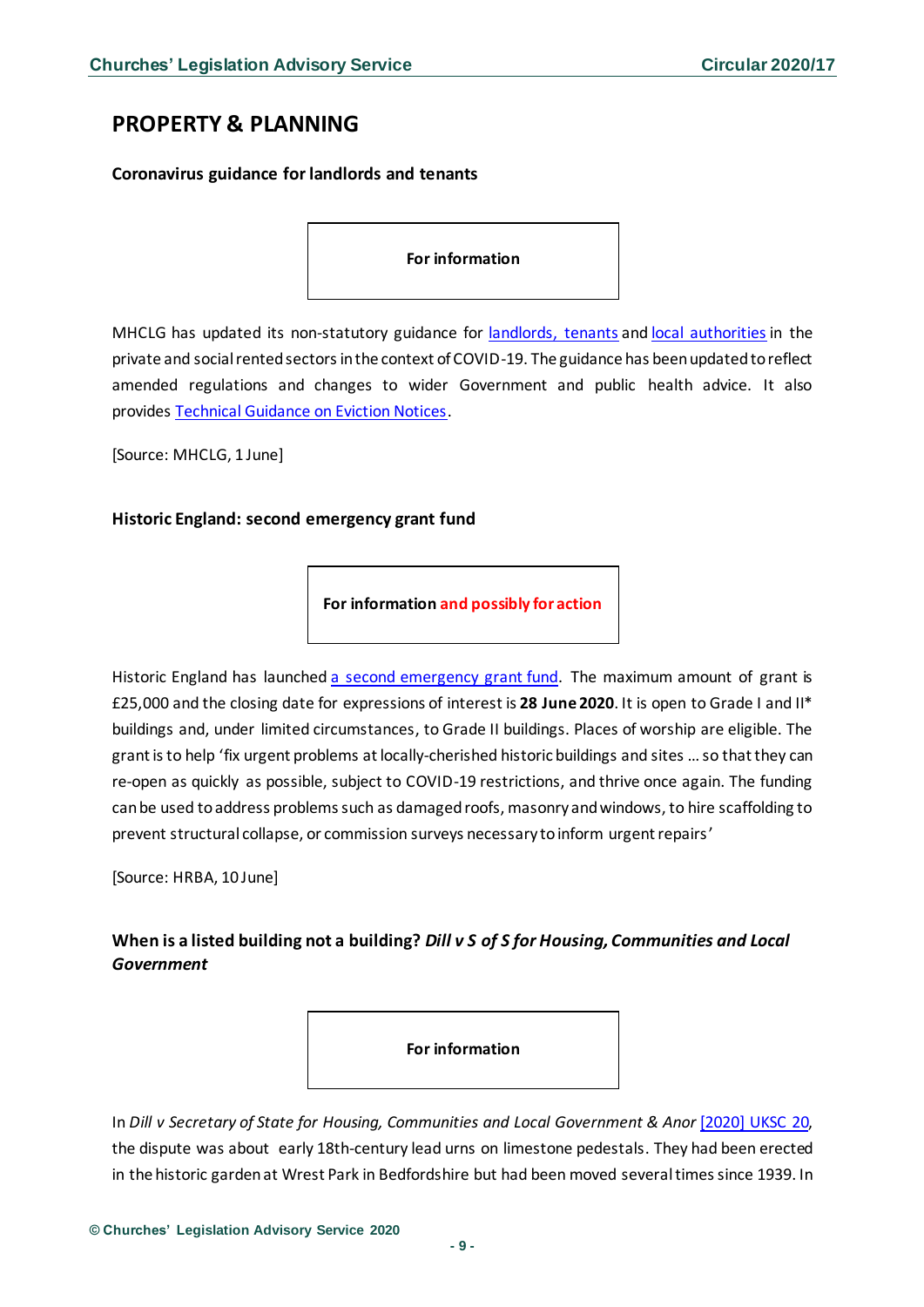## PROPERTY & PLANNING

### Coronavirus guidance for landlords and tenants

**For information**

MHCLG has updated its non-statutory guidance for landlords, tenants and local authorities in the private and social rented sectors in the context of COVID-19. The guidance has been updated to reflect amended regulations and changes to wider Government and public health advice. It also provides Technical Guidance on Eviction Notices.

[Source: MHCLG, 1 June]

### Historic England: second emergency grant fund

**For information and possibly for action**

Historic England has launched a second emergency grant fund. The maximum amount of grant is £25,000 and the closing date for expressions of interest is **28 June 2020**. It is open to Grade I and II* buildings and, under limited circumstances, to Grade II buildings. Places of worship are eligible. The grant is to help 'fix urgent problems at locally-cherished historic buildings and sites … so that they can re-open as quickly as possible, subject to COVID-19 restrictions, and thrive once again. The funding can be used to address problems such as damaged roofs, masonry and windows, to hire scaffolding to prevent structural collapse, or commission surveys necessary to inform urgent repairs'

[Source: HRBA, 10 June]

### When is a listed building not a building? *Dill v S of S for Housing, Communities and Local Government*

**For information**

In *Dill v Secretary of State for Housing, Communities and Local Government & Anor* [2020] UKSC 20, the dispute was about early 18th-century lead urns on limestone pedestals. They had been erected in the historic garden at Wrest Park in Bedfordshire but had been moved several times since 1939. In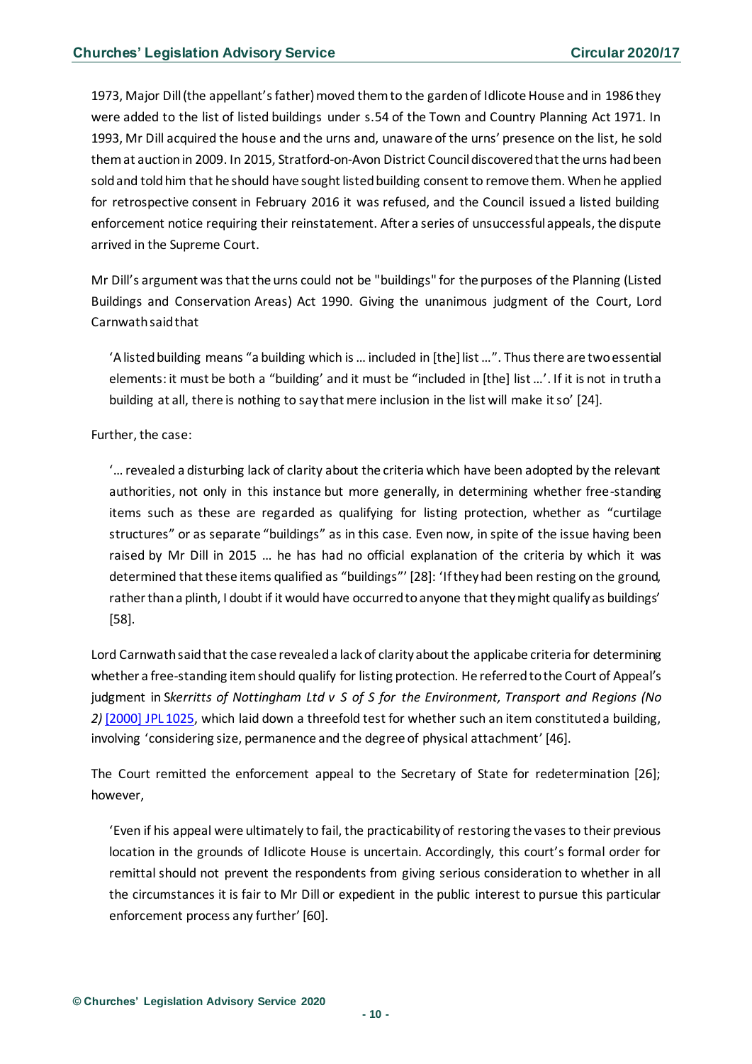1973, Major Dill (the appellant's father) moved them to the garden of Idlicote House and in 1986 they were added to the list of listed buildings under s.54 of the Town and Country Planning Act 1971. In 1993, Mr Dill acquired the house and the urns and, unaware of the urns' presence on the list, he sold them at auction in 2009. In 2015, Stratford-on-Avon District Council discovered that the urns had been sold and told him that he should have sought listed building consent to remove them. When he applied for retrospective consent in February 2016 it was refused, and the Council issued a listed building enforcement notice requiring their reinstatement. After a series of unsuccessful appeals, the dispute arrived in the Supreme Court.

Mr Dill's argument was that the urns could not be "buildings" for the purposes of the Planning (Listed Buildings and Conservation Areas) Act 1990. Giving the unanimous judgment of the Court, Lord Carnwath said that

> 'A listed building means "a building which is … included in [the] list …". Thus there are two essential elements: it must be both a "building' and it must be "included in [the] list …'. If it is not in truth a building at all, there is nothing to say that mere inclusion in the list will make it so' [24].

Further, the case:

> '… revealed a disturbing lack of clarity about the criteria which have been adopted by the relevant authorities, not only in this instance but more generally, in determining whether free-standing items such as these are regarded as qualifying for listing protection, whether as "curtilage structures" or as separate "buildings" as in this case. Even now, in spite of the issue having been raised by Mr Dill in 2015 … he has had no official explanation of the criteria by which it was determined that these items qualified as "buildings"' [28]: 'If they had been resting on the ground, rather than a plinth, I doubt if it would have occurred to anyone that they might qualify as buildings' [58].

Lord Carnwath said that the case revealed a lack of clarity about the applicabe criteria for determining whether a free-standing item should qualify for listing protection. He referred to the Court of Appeal's judgment in S*kerritts of Nottingham Ltd v S of S for the Environment, Transport and Regions (No 2)* [2000] JPL 1025, which laid down a threefold test for whether such an item constituted a building, involving 'considering size, permanence and the degree of physical attachment' [46].

The Court remitted the enforcement appeal to the Secretary of State for redetermination [26]; however,

> 'Even if his appeal were ultimately to fail, the practicability of restoring the vases to their previous location in the grounds of Idlicote House is uncertain. Accordingly, this court's formal order for remittal should not prevent the respondents from giving serious consideration to whether in all the circumstances it is fair to Mr Dill or expedient in the public interest to pursue this particular enforcement process any further' [60].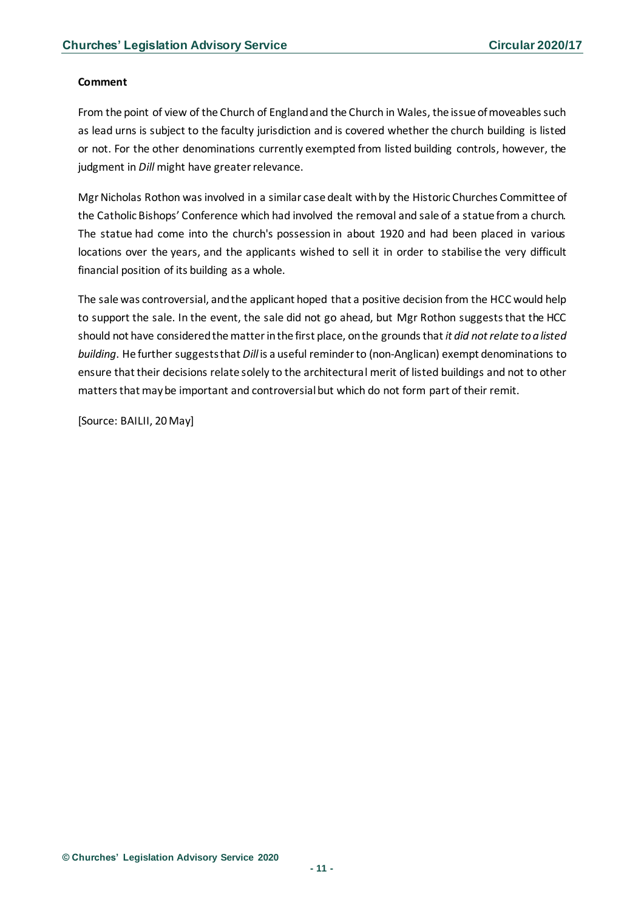**Comment**

From the point of view of the Church of England and the Church in Wales, the issue of moveables such as lead urns is subject to the faculty jurisdiction and is covered whether the church building is listed or not. For the other denominations currently exempted from listed building controls, however, the judgment in *Dill* might have greater relevance.

Mgr Nicholas Rothon was involved in a similar case dealt with by the Historic Churches Committee of the Catholic Bishops' Conference which had involved the removal and sale of a statue from a church. The statue had come into the church's possession in about 1920 and had been placed in various locations over the years, and the applicants wished to sell it in order to stabilise the very difficult financial position of its building as a whole.

The sale was controversial, and the applicant hoped that a positive decision from the HCC would help to support the sale. In the event, the sale did not go ahead, but Mgr Rothon suggests that the HCC should not have considered the matter in the first place, on the grounds that *it did not relate to a listed building*. He further suggests that *Dill* is a useful reminder to (non-Anglican) exempt denominations to ensure that their decisions relate solely to the architectural merit of listed buildings and not to other matters that may be important and controversial but which do not form part of their remit.

[Source: BAILII, 20 May]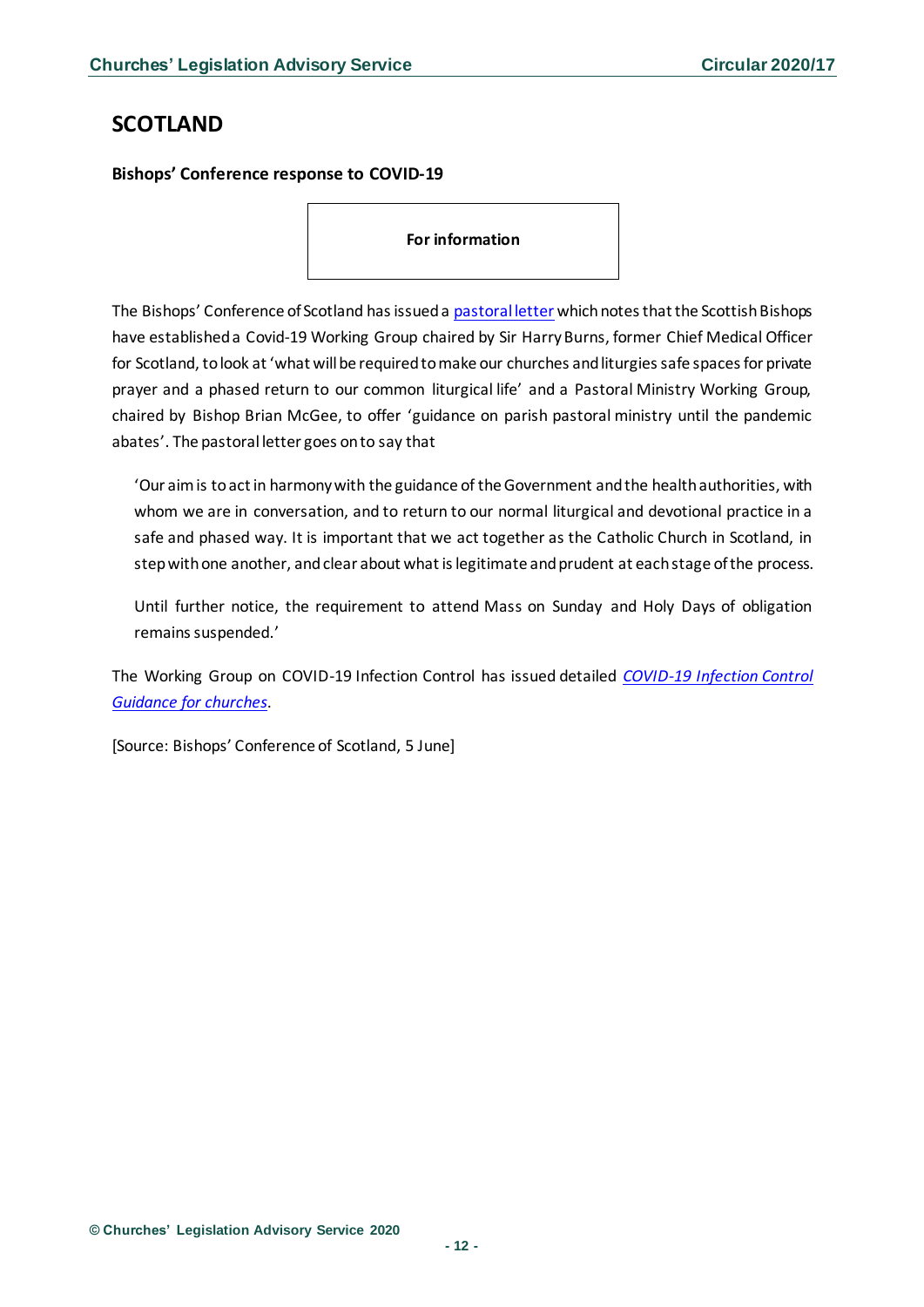## SCOTLAND

### Bishops' Conference response to COVID-19

**For information**

The Bishops' Conference of Scotland has issued a pastoral letter which notes that the Scottish Bishops have established a Covid-19 Working Group chaired by Sir Harry Burns, former Chief Medical Officer for Scotland, to look at 'what will be required to make our churches and liturgies safe spaces for private prayer and a phased return to our common liturgical life' and a Pastoral Ministry Working Group, chaired by Bishop Brian McGee, to offer 'guidance on parish pastoral ministry until the pandemic abates'. The pastoral letter goes on to say that

> 'Our aim is to act in harmony with the guidance of the Government and the health authorities, with whom we are in conversation, and to return to our normal liturgical and devotional practice in a safe and phased way. It is important that we act together as the Catholic Church in Scotland, in step with one another, and clear about what is legitimate and prudent at each stage of the process.
>
> Until further notice, the requirement to attend Mass on Sunday and Holy Days of obligation remains suspended.'

The Working Group on COVID-19 Infection Control has issued detailed *COVID-19 Infection Control Guidance for churches*.

[Source: Bishops' Conference of Scotland, 5 June]